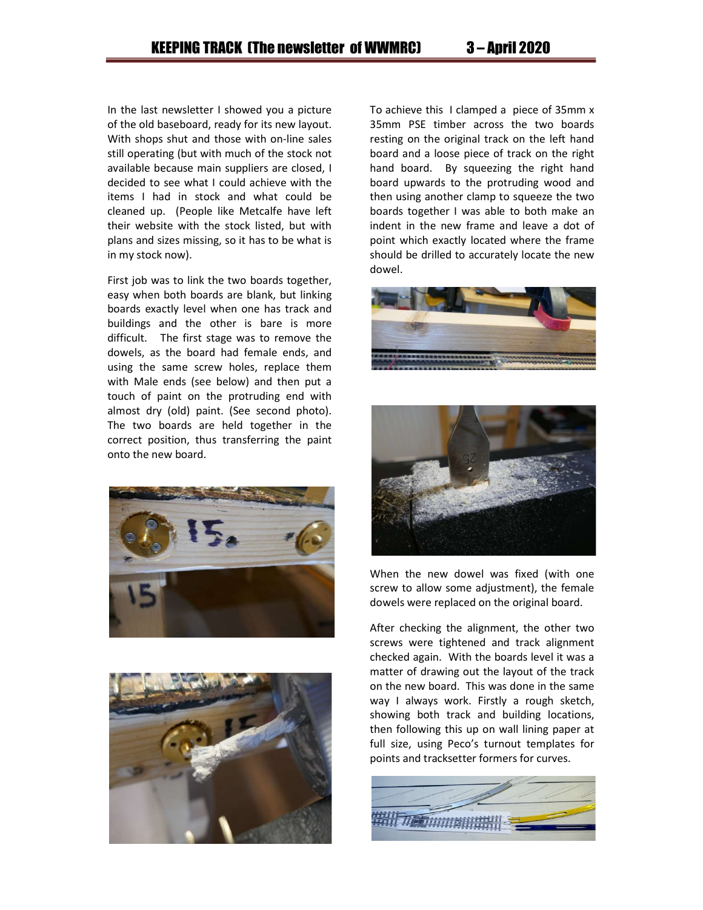In the last newsletter I showed you a picture of the old baseboard, ready for its new layout. With shops shut and those with on-line sales still operating (but with much of the stock not available because main suppliers are closed, I decided to see what I could achieve with the items I had in stock and what could be cleaned up. (People like Metcalfe have left their website with the stock listed, but with plans and sizes missing, so it has to be what is in my stock now).

First job was to link the two boards together, easy when both boards are blank, but linking boards exactly level when one has track and buildings and the other is bare is more difficult. The first stage was to remove the dowels, as the board had female ends, and using the same screw holes, replace them with Male ends (see below) and then put a touch of paint on the protruding end with almost dry (old) paint. (See second photo). The two boards are held together in the correct position, thus transferring the paint onto the new board.

To achieve this I clamped a piece of 35mm x 35mm PSE timber across the two boards resting on the original track on the left hand board and a loose piece of track on the right hand board. By squeezing the right hand board upwards to the protruding wood and then using another clamp to squeeze the two boards together I was able to both make an indent in the new frame and leave a dot of point which exactly located where the frame should be drilled to accurately locate the new dowel.

When the new dowel was fixed (with one screw to allow some adjustment), the female dowels were replaced on the original board.

After checking the alignment, the other two screws were tightened and track alignment checked again. With the boards level it was a matter of drawing out the layout of the track on the new board. This was done in the same way I always work. Firstly a rough sketch, showing both track and building locations, then following this up on wall lining paper at full size, using Peco's turnout templates for points and tracksetter formers for curves.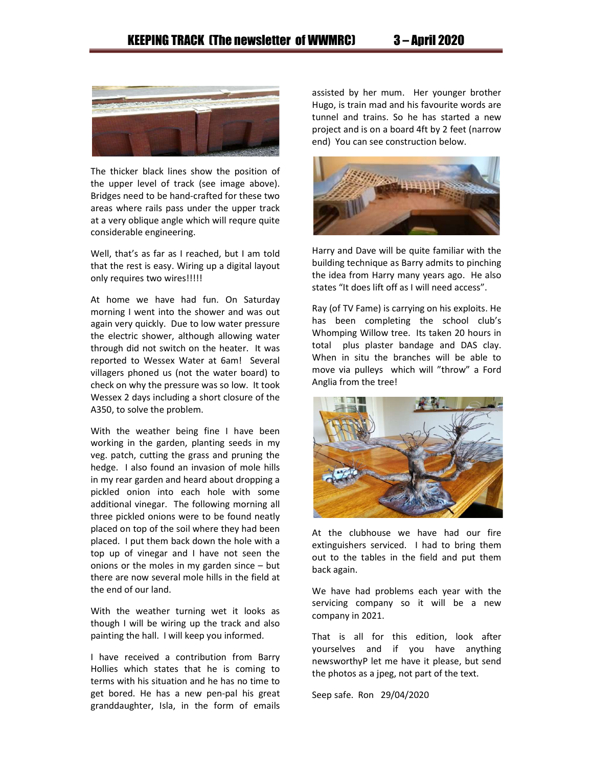The thicker black lines show the position of the upper level of track (see image above). Bridges need to be hand-crafted for these two areas where rails pass under the upper track at a very oblique angle which will requre quite considerable engineering.

Well, that's as far as I reached, but I am told that the rest is easy. Wiring up a digital layout only requires two wires!!!!!

At home we have had fun. On Saturday morning I went into the shower and was out again very quickly. Due to low water pressure the electric shower, although allowing water through did not switch on the heater. It was reported to Wessex Water at 6am! Several villagers phoned us (not the water board) to check on why the pressure was so low. It took Wessex 2 days including a short closure of the A350, to solve the problem.

With the weather being fine I have been working in the garden, planting seeds in my veg. patch, cutting the grass and pruning the hedge. I also found an invasion of mole hills in my rear garden and heard about dropping a pickled onion into each hole with some additional vinegar. The following morning all three pickled onions were to be found neatly placed on top of the soil where they had been placed. I put them back down the hole with a top up of vinegar and I have not seen the onions or the moles in my garden since – but there are now several mole hills in the field at the end of our land.

With the weather turning wet it looks as though I will be wiring up the track and also painting the hall. I will keep you informed.

I have received a contribution from Barry Hollies which states that he is coming to terms with his situation and he has no time to get bored. He has a new pen-pal his great granddaughter, Isla, in the form of emails assisted by her mum. Her younger brother Hugo, is train mad and his favourite words are tunnel and trains. So he has started a new project and is on a board 4ft by 2 feet (narrow end) You can see construction below.

Harry and Dave will be quite familiar with the building technique as Barry admits to pinching the idea from Harry many years ago. He also states "It does lift off as I will need access".

Ray (of TV Fame) is carrying on his exploits. He has been completing the school club's Whomping Willow tree. Its taken 20 hours in total plus plaster bandage and DAS clay. When in situ the branches will be able to move via pulleys which will "throw" a Ford Anglia from the tree!

At the clubhouse we have had our fire extinguishers serviced. I had to bring them out to the tables in the field and put them back again.

We have had problems each year with the servicing company so it will be a new company in 2021.

That is all for this edition, look after yourselves and if you have anything newsworthyP let me have it please, but send the photos as a jpeg, not part of the text.

Seep safe. Ron 29/04/2020